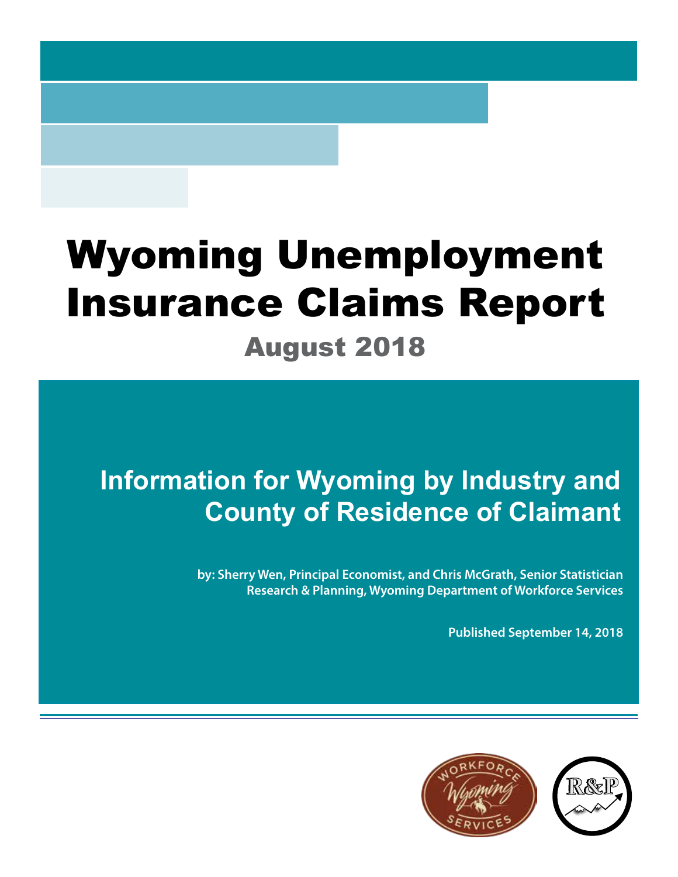# Wyoming Unemployment Insurance Claims Report

## August 2018

### Information for Wyoming by Industry and County of Residence of Claimant

**by: Sherry Wen, Principal Economist, and Chris McGrath, Senior Statistician**
**Research & Planning, Wyoming Department of Workforce Services**

**Published September 14, 2018**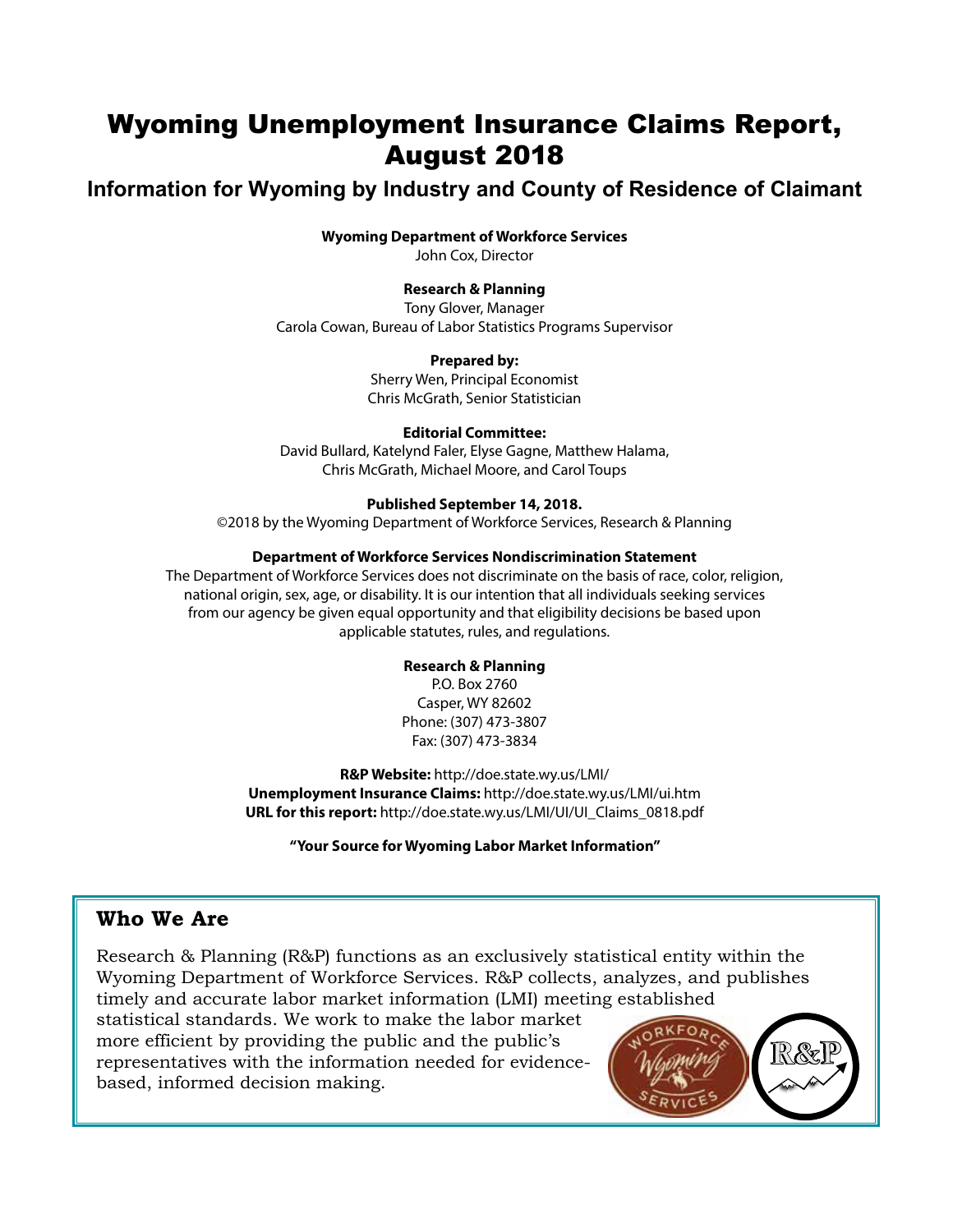# Wyoming Unemployment Insurance Claims Report, August 2018

## Information for Wyoming by Industry and County of Residence of Claimant

**Wyoming Department of Workforce Services**
John Cox, Director

**Research & Planning**
Tony Glover, Manager
Carola Cowan, Bureau of Labor Statistics Programs Supervisor

**Prepared by:**
Sherry Wen, Principal Economist
Chris McGrath, Senior Statistician

**Editorial Committee:**
David Bullard, Katelynd Faler, Elyse Gagne, Matthew Halama, Chris McGrath, Michael Moore, and Carol Toups

**Published September 14, 2018.**
©2018 by the Wyoming Department of Workforce Services, Research & Planning

**Department of Workforce Services Nondiscrimination Statement**
The Department of Workforce Services does not discriminate on the basis of race, color, religion, national origin, sex, age, or disability. It is our intention that all individuals seeking services from our agency be given equal opportunity and that eligibility decisions be based upon applicable statutes, rules, and regulations.

**Research & Planning**
P.O. Box 2760
Casper, WY 82602
Phone: (307) 473-3807
Fax: (307) 473-3834

**R&P Website:** http://doe.state.wy.us/LMI/
**Unemployment Insurance Claims:** http://doe.state.wy.us/LMI/ui.htm
**URL for this report:** http://doe.state.wy.us/LMI/UI/UI_Claims_0818.pdf

**"Your Source for Wyoming Labor Market Information"**

## Who We Are

Research & Planning (R&P) functions as an exclusively statistical entity within the Wyoming Department of Workforce Services. R&P collects, analyzes, and publishes timely and accurate labor market information (LMI) meeting established statistical standards. We work to make the labor market more efficient by providing the public and the public's representatives with the information needed for evidence-based, informed decision making.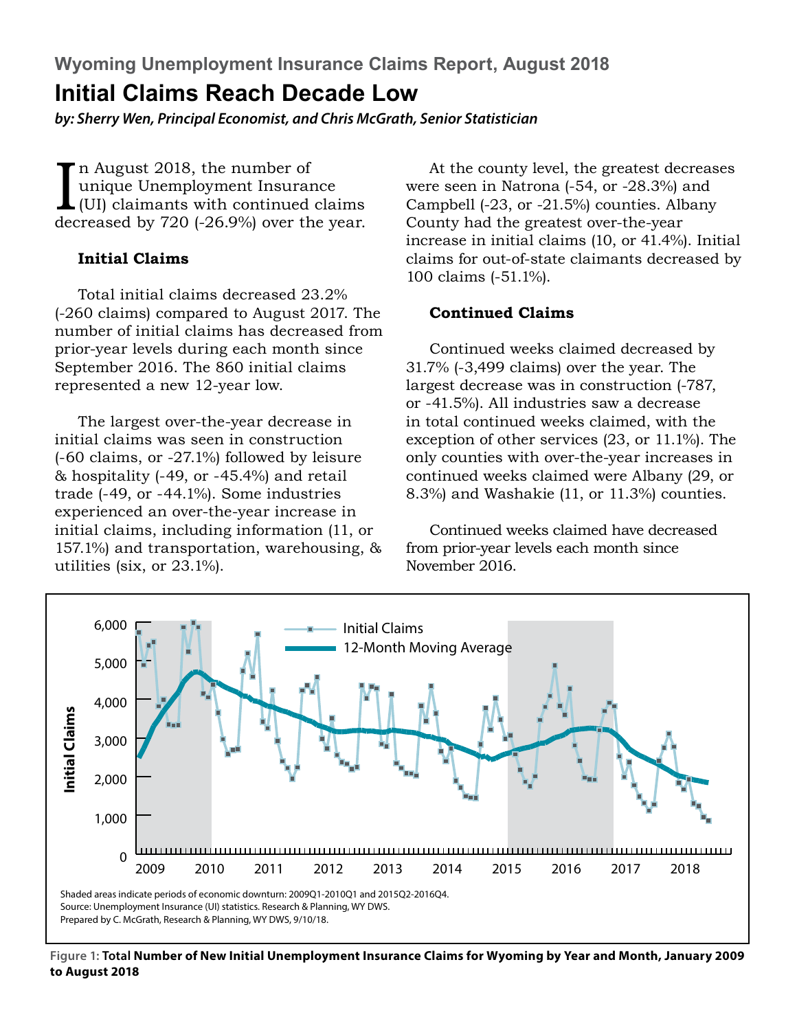## Wyoming Unemployment Insurance Claims Report, August 2018

# Initial Claims Reach Decade Low

***by: Sherry Wen, Principal Economist, and Chris McGrath, Senior Statistician***

In August 2018, the number of unique Unemployment Insurance (UI) claimants with continued claims decreased by 720 (-26.9%) over the year.

### Initial Claims

Total initial claims decreased 23.2% (-260 claims) compared to August 2017. The number of initial claims has decreased from prior-year levels during each month since September 2016. The 860 initial claims represented a new 12-year low.

The largest over-the-year decrease in initial claims was seen in construction (-60 claims, or -27.1%) followed by leisure & hospitality (-49, or -45.4%) and retail trade (-49, or -44.1%). Some industries experienced an over-the-year increase in initial claims, including information (11, or 157.1%) and transportation, warehousing, & utilities (six, or 23.1%).

At the county level, the greatest decreases were seen in Natrona (-54, or -28.3%) and Campbell (-23, or -21.5%) counties. Albany County had the greatest over-the-year increase in initial claims (10, or 41.4%). Initial claims for out-of-state claimants decreased by 100 claims (-51.1%).

### Continued Claims

Continued weeks claimed decreased by 31.7% (-3,499 claims) over the year. The largest decrease was in construction (-787, or -41.5%). All industries saw a decrease in total continued weeks claimed, with the exception of other services (23, or 11.1%). The only counties with over-the-year increases in continued weeks claimed were Albany (29, or 8.3%) and Washakie (11, or 11.3%) counties.

Continued weeks claimed have decreased from prior-year levels each month since November 2016.

Shaded areas indicate periods of economic downturn: 2009Q1-2010Q1 and 2015Q2-2016Q4.
Source: Unemployment Insurance (UI) statistics. Research & Planning, WY DWS.
Prepared by C. McGrath, Research & Planning, WY DWS, 9/10/18.

**Figure 1: Total Number of New Initial Unemployment Insurance Claims for Wyoming by Year and Month, January 2009 to August 2018**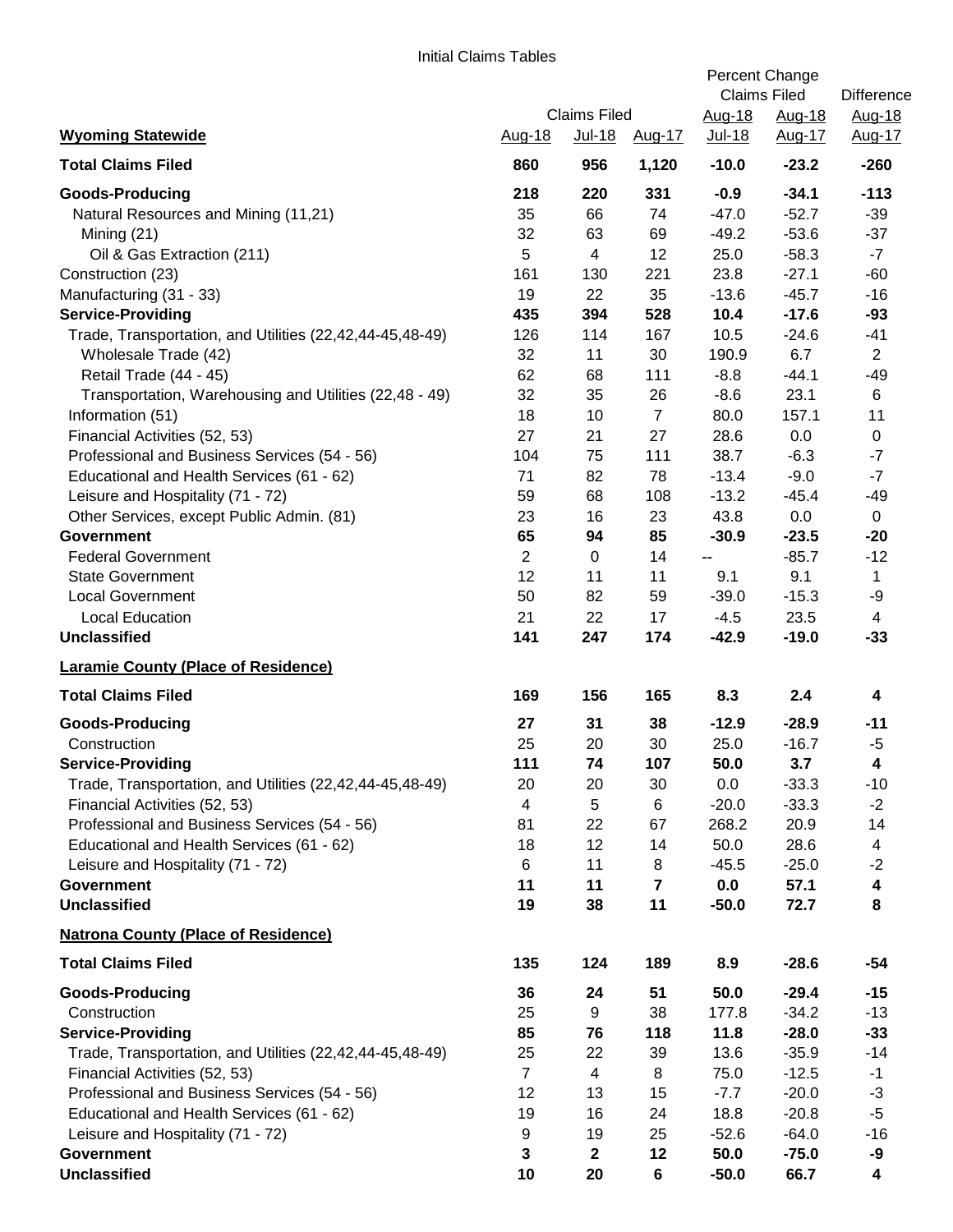Initial Claims Tables

| | Claims Filed | | | Percent Change Claims Filed | | Difference |
|---|---|---|---|---|---|---|
| **Wyoming Statewide** | Aug-18 | Jul-18 | Aug-17 | Aug-18 Jul-18 | Aug-18 Aug-17 | Aug-18 Aug-17 |
| **Total Claims Filed** | **860** | **956** | **1,120** | **-10.0** | **-23.2** | **-260** |
| **Goods-Producing** | **218** | **220** | **331** | **-0.9** | **-34.1** | **-113** |
| Natural Resources and Mining (11,21) | 35 | 66 | 74 | -47.0 | -52.7 | -39 |
| Mining (21) | 32 | 63 | 69 | -49.2 | -53.6 | -37 |
| Oil & Gas Extraction (211) | 5 | 4 | 12 | 25.0 | -58.3 | -7 |
| Construction (23) | 161 | 130 | 221 | 23.8 | -27.1 | -60 |
| Manufacturing (31 - 33) | 19 | 22 | 35 | -13.6 | -45.7 | -16 |
| **Service-Providing** | **435** | **394** | **528** | **10.4** | **-17.6** | **-93** |
| Trade, Transportation, and Utilities (22,42,44-45,48-49) | 126 | 114 | 167 | 10.5 | -24.6 | -41 |
| Wholesale Trade (42) | 32 | 11 | 30 | 190.9 | 6.7 | 2 |
| Retail Trade (44 - 45) | 62 | 68 | 111 | -8.8 | -44.1 | -49 |
| Transportation, Warehousing and Utilities (22,48 - 49) | 32 | 35 | 26 | -8.6 | 23.1 | 6 |
| Information (51) | 18 | 10 | 7 | 80.0 | 157.1 | 11 |
| Financial Activities (52, 53) | 27 | 21 | 27 | 28.6 | 0.0 | 0 |
| Professional and Business Services (54 - 56) | 104 | 75 | 111 | 38.7 | -6.3 | -7 |
| Educational and Health Services (61 - 62) | 71 | 82 | 78 | -13.4 | -9.0 | -7 |
| Leisure and Hospitality (71 - 72) | 59 | 68 | 108 | -13.2 | -45.4 | -49 |
| Other Services, except Public Admin. (81) | 23 | 16 | 23 | 43.8 | 0.0 | 0 |
| **Government** | **65** | **94** | **85** | **-30.9** | **-23.5** | **-20** |
| Federal Government | 2 | 0 | 14 | -- | -85.7 | -12 |
| State Government | 12 | 11 | 11 | 9.1 | 9.1 | 1 |
| Local Government | 50 | 82 | 59 | -39.0 | -15.3 | -9 |
| Local Education | 21 | 22 | 17 | -4.5 | 23.5 | 4 |
| **Unclassified** | **141** | **247** | **174** | **-42.9** | **-19.0** | **-33** |
| **Laramie County (Place of Residence)** | | | | | | |
| **Total Claims Filed** | **169** | **156** | **165** | **8.3** | **2.4** | **4** |
| **Goods-Producing** | **27** | **31** | **38** | **-12.9** | **-28.9** | **-11** |
| Construction | 25 | 20 | 30 | 25.0 | -16.7 | -5 |
| **Service-Providing** | **111** | **74** | **107** | **50.0** | **3.7** | **4** |
| Trade, Transportation, and Utilities (22,42,44-45,48-49) | 20 | 20 | 30 | 0.0 | -33.3 | -10 |
| Financial Activities (52, 53) | 4 | 5 | 6 | -20.0 | -33.3 | -2 |
| Professional and Business Services (54 - 56) | 81 | 22 | 67 | 268.2 | 20.9 | 14 |
| Educational and Health Services (61 - 62) | 18 | 12 | 14 | 50.0 | 28.6 | 4 |
| Leisure and Hospitality (71 - 72) | 6 | 11 | 8 | -45.5 | -25.0 | -2 |
| **Government** | **11** | **11** | **7** | **0.0** | **57.1** | **4** |
| **Unclassified** | **19** | **38** | **11** | **-50.0** | **72.7** | **8** |
| **Natrona County (Place of Residence)** | | | | | | |
| **Total Claims Filed** | **135** | **124** | **189** | **8.9** | **-28.6** | **-54** |
| **Goods-Producing** | **36** | **24** | **51** | **50.0** | **-29.4** | **-15** |
| Construction | 25 | 9 | 38 | 177.8 | -34.2 | -13 |
| **Service-Providing** | **85** | **76** | **118** | **11.8** | **-28.0** | **-33** |
| Trade, Transportation, and Utilities (22,42,44-45,48-49) | 25 | 22 | 39 | 13.6 | -35.9 | -14 |
| Financial Activities (52, 53) | 7 | 4 | 8 | 75.0 | -12.5 | -1 |
| Professional and Business Services (54 - 56) | 12 | 13 | 15 | -7.7 | -20.0 | -3 |
| Educational and Health Services (61 - 62) | 19 | 16 | 24 | 18.8 | -20.8 | -5 |
| Leisure and Hospitality (71 - 72) | 9 | 19 | 25 | -52.6 | -64.0 | -16 |
| **Government** | **3** | **2** | **12** | **50.0** | **-75.0** | **-9** |
| **Unclassified** | **10** | **20** | **6** | **-50.0** | **66.7** | **4** |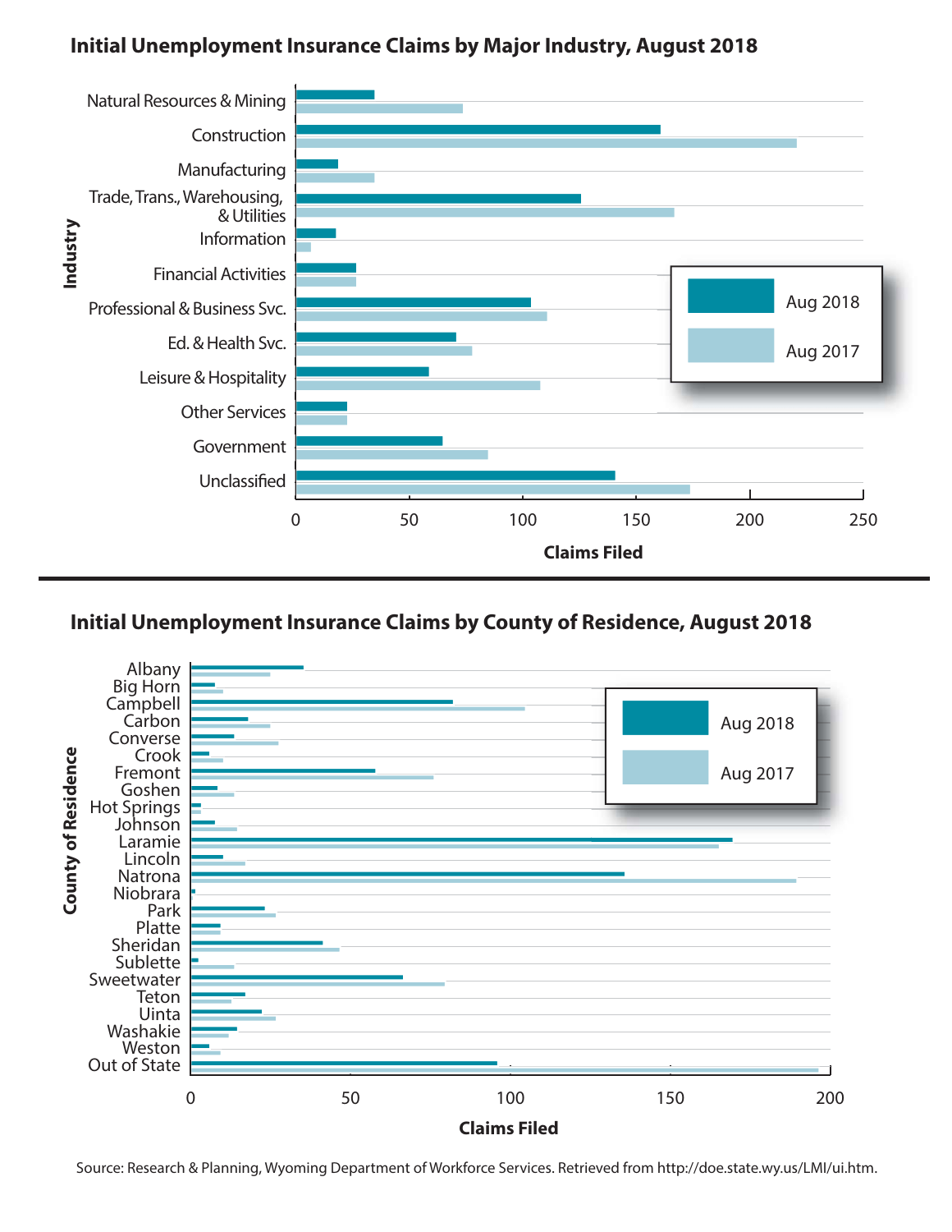## Initial Unemployment Insurance Claims by Major Industry, August 2018

Industry | Claims Filed (Aug 2018, Aug 2017)

Natural Resources & Mining
Construction
Manufacturing
Trade, Trans., Warehousing, & Utilities
Information
Financial Activities
Professional & Business Svc.
Ed. & Health Svc.
Leisure & Hospitality
Other Services
Government
Unclassified

Claims Filed: 0, 50, 100, 150, 200, 250

Legend: Aug 2018, Aug 2017

## Initial Unemployment Insurance Claims by County of Residence, August 2018

County of Residence | Claims Filed (Aug 2018, Aug 2017)

Albany
Big Horn
Campbell
Carbon
Converse
Crook
Fremont
Goshen
Hot Springs
Johnson
Laramie
Lincoln
Natrona
Niobrara
Park
Platte
Sheridan
Sublette
Sweetwater
Teton
Uinta
Washakie
Weston
Out of State

Claims Filed: 0, 50, 100, 150, 200

Legend: Aug 2018, Aug 2017

Source: Research & Planning, Wyoming Department of Workforce Services. Retrieved from http://doe.state.wy.us/LMI/ui.htm.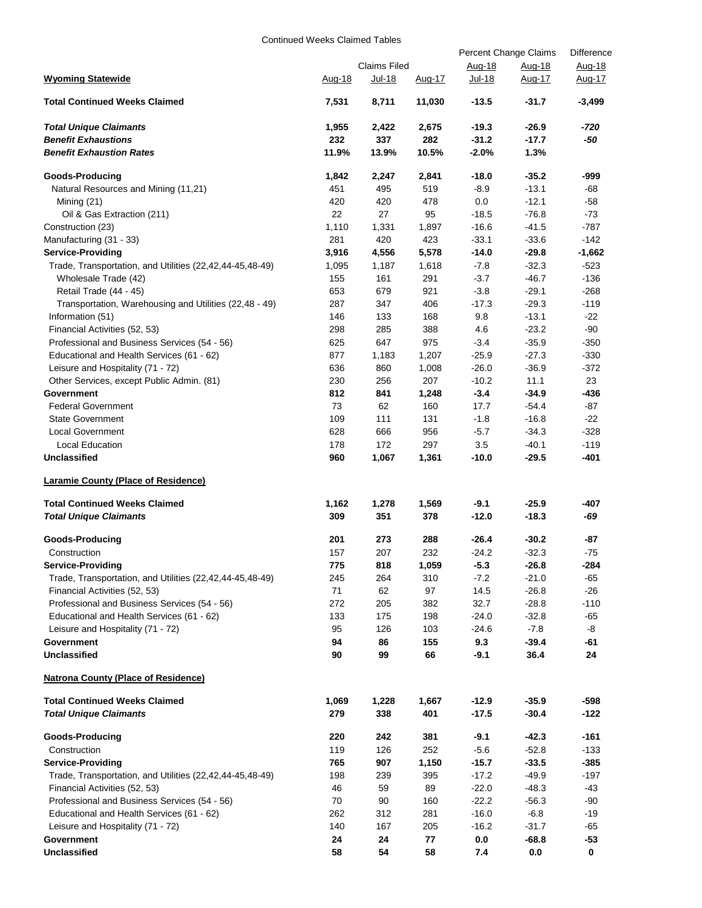Continued Weeks Claimed Tables

| | Claims Filed | | | Percent Change Claims | | Difference |
|---|---|---|---|---|---|---|
| **Wyoming Statewide** | Aug-18 | Jul-18 | Aug-17 | Aug-18 / Jul-18 | Aug-18 / Aug-17 | Aug-18 / Aug-17 |
| **Total Continued Weeks Claimed** | **7,531** | **8,711** | **11,030** | **-13.5** | **-31.7** | **-3,499** |
| ***Total Unique Claimants*** | **1,955** | **2,422** | **2,675** | **-19.3** | **-26.9** | ***-720*** |
| ***Benefit Exhaustions*** | **232** | **337** | **282** | **-31.2** | **-17.7** | ***-50*** |
| ***Benefit Exhaustion Rates*** | **11.9%** | **13.9%** | **10.5%** | **-2.0%** | **1.3%** | |
| **Goods-Producing** | **1,842** | **2,247** | **2,841** | **-18.0** | **-35.2** | **-999** |
| Natural Resources and Mining (11,21) | 451 | 495 | 519 | -8.9 | -13.1 | -68 |
| Mining (21) | 420 | 420 | 478 | 0.0 | -12.1 | -58 |
| Oil & Gas Extraction (211) | 22 | 27 | 95 | -18.5 | -76.8 | -73 |
| Construction (23) | 1,110 | 1,331 | 1,897 | -16.6 | -41.5 | -787 |
| Manufacturing (31 - 33) | 281 | 420 | 423 | -33.1 | -33.6 | -142 |
| **Service-Providing** | **3,916** | **4,556** | **5,578** | **-14.0** | **-29.8** | **-1,662** |
| Trade, Transportation, and Utilities (22,42,44-45,48-49) | 1,095 | 1,187 | 1,618 | -7.8 | -32.3 | -523 |
| Wholesale Trade (42) | 155 | 161 | 291 | -3.7 | -46.7 | -136 |
| Retail Trade (44 - 45) | 653 | 679 | 921 | -3.8 | -29.1 | -268 |
| Transportation, Warehousing and Utilities (22,48 - 49) | 287 | 347 | 406 | -17.3 | -29.3 | -119 |
| Information (51) | 146 | 133 | 168 | 9.8 | -13.1 | -22 |
| Financial Activities (52, 53) | 298 | 285 | 388 | 4.6 | -23.2 | -90 |
| Professional and Business Services (54 - 56) | 625 | 647 | 975 | -3.4 | -35.9 | -350 |
| Educational and Health Services (61 - 62) | 877 | 1,183 | 1,207 | -25.9 | -27.3 | -330 |
| Leisure and Hospitality (71 - 72) | 636 | 860 | 1,008 | -26.0 | -36.9 | -372 |
| Other Services, except Public Admin. (81) | 230 | 256 | 207 | -10.2 | 11.1 | 23 |
| **Government** | **812** | **841** | **1,248** | **-3.4** | **-34.9** | **-436** |
| Federal Government | 73 | 62 | 160 | 17.7 | -54.4 | -87 |
| State Government | 109 | 111 | 131 | -1.8 | -16.8 | -22 |
| Local Government | 628 | 666 | 956 | -5.7 | -34.3 | -328 |
| Local Education | 178 | 172 | 297 | 3.5 | -40.1 | -119 |
| **Unclassified** | **960** | **1,067** | **1,361** | **-10.0** | **-29.5** | **-401** |

| **Laramie County (Place of Residence)** | Aug-18 | Jul-18 | Aug-17 | Aug-18 / Jul-18 | Aug-18 / Aug-17 | Aug-18 / Aug-17 |
|---|---|---|---|---|---|---|
| **Total Continued Weeks Claimed** | **1,162** | **1,278** | **1,569** | **-9.1** | **-25.9** | **-407** |
| ***Total Unique Claimants*** | **309** | **351** | **378** | **-12.0** | **-18.3** | ***-69*** |
| **Goods-Producing** | **201** | **273** | **288** | **-26.4** | **-30.2** | **-87** |
| Construction | 157 | 207 | 232 | -24.2 | -32.3 | -75 |
| **Service-Providing** | **775** | **818** | **1,059** | **-5.3** | **-26.8** | **-284** |
| Trade, Transportation, and Utilities (22,42,44-45,48-49) | 245 | 264 | 310 | -7.2 | -21.0 | -65 |
| Financial Activities (52, 53) | 71 | 62 | 97 | 14.5 | -26.8 | -26 |
| Professional and Business Services (54 - 56) | 272 | 205 | 382 | 32.7 | -28.8 | -110 |
| Educational and Health Services (61 - 62) | 133 | 175 | 198 | -24.0 | -32.8 | -65 |
| Leisure and Hospitality (71 - 72) | 95 | 126 | 103 | -24.6 | -7.8 | -8 |
| **Government** | **94** | **86** | **155** | **9.3** | **-39.4** | **-61** |
| **Unclassified** | **90** | **99** | **66** | **-9.1** | **36.4** | **24** |

| **Natrona County (Place of Residence)** | Aug-18 | Jul-18 | Aug-17 | Aug-18 / Jul-18 | Aug-18 / Aug-17 | Aug-18 / Aug-17 |
|---|---|---|---|---|---|---|
| **Total Continued Weeks Claimed** | **1,069** | **1,228** | **1,667** | **-12.9** | **-35.9** | **-598** |
| ***Total Unique Claimants*** | **279** | **338** | **401** | **-17.5** | **-30.4** | **-122** |
| **Goods-Producing** | **220** | **242** | **381** | **-9.1** | **-42.3** | **-161** |
| Construction | 119 | 126 | 252 | -5.6 | -52.8 | -133 |
| **Service-Providing** | **765** | **907** | **1,150** | **-15.7** | **-33.5** | **-385** |
| Trade, Transportation, and Utilities (22,42,44-45,48-49) | 198 | 239 | 395 | -17.2 | -49.9 | -197 |
| Financial Activities (52, 53) | 46 | 59 | 89 | -22.0 | -48.3 | -43 |
| Professional and Business Services (54 - 56) | 70 | 90 | 160 | -22.2 | -56.3 | -90 |
| Educational and Health Services (61 - 62) | 262 | 312 | 281 | -16.0 | -6.8 | -19 |
| Leisure and Hospitality (71 - 72) | 140 | 167 | 205 | -16.2 | -31.7 | -65 |
| **Government** | **24** | **24** | **77** | **0.0** | **-68.8** | **-53** |
| **Unclassified** | **58** | **54** | **58** | **7.4** | **0.0** | **0** |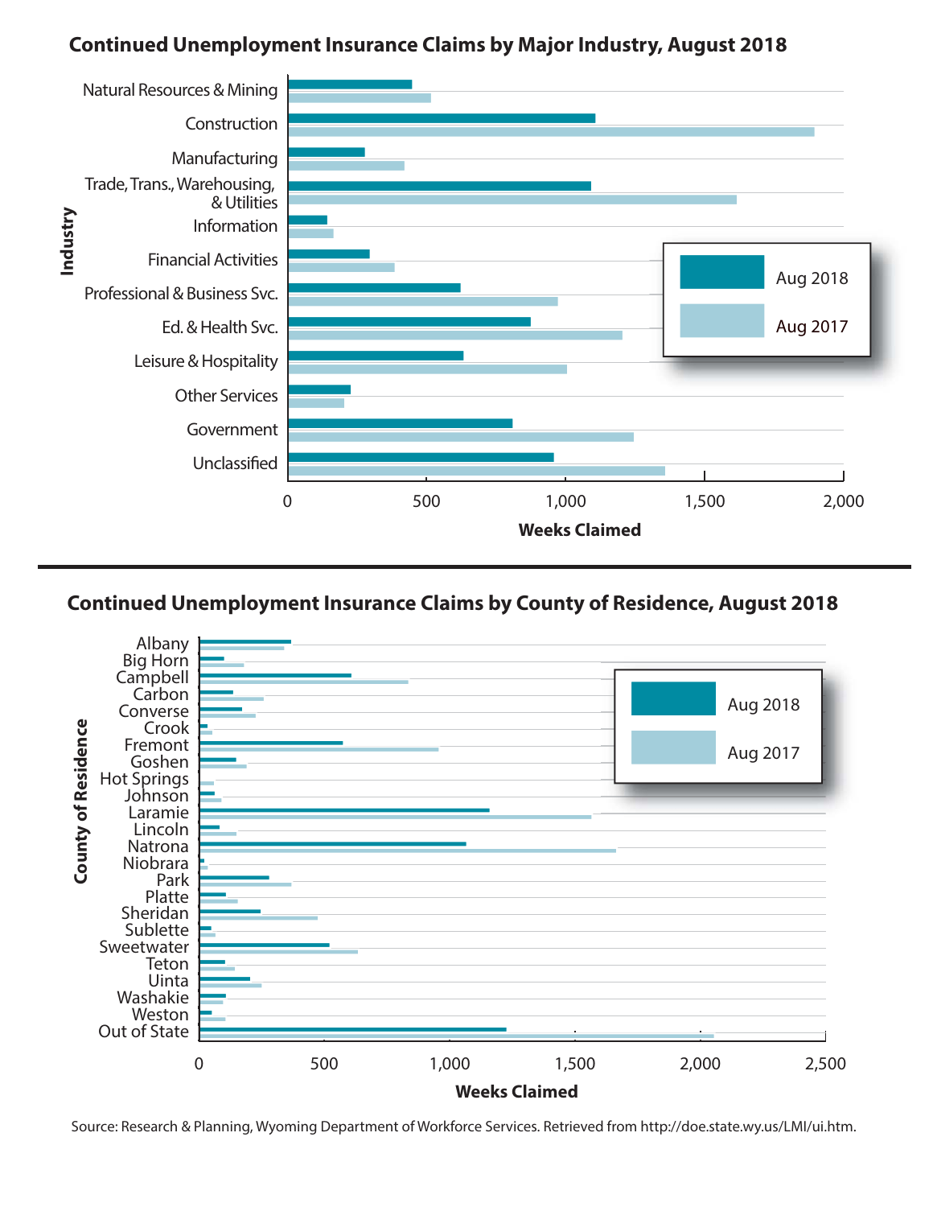## Continued Unemployment Insurance Claims by Major Industry, August 2018

Industry categories: Natural Resources & Mining; Construction; Manufacturing; Trade, Trans., Warehousing, & Utilities; Information; Financial Activities; Professional & Business Svc.; Ed. & Health Svc.; Leisure & Hospitality; Other Services; Government; Unclassified

Legend: Aug 2018; Aug 2017

Weeks Claimed (axis: 0, 500, 1,000, 1,500, 2,000)

## Continued Unemployment Insurance Claims by County of Residence, August 2018

County of Residence: Albany; Big Horn; Campbell; Carbon; Converse; Crook; Fremont; Goshen; Hot Springs; Johnson; Laramie; Lincoln; Natrona; Niobrara; Park; Platte; Sheridan; Sublette; Sweetwater; Teton; Uinta; Washakie; Weston; Out of State

Legend: Aug 2018; Aug 2017

Weeks Claimed (axis: 0, 500, 1,000, 1,500, 2,000, 2,500)

Source: Research & Planning, Wyoming Department of Workforce Services. Retrieved from http://doe.state.wy.us/LMI/ui.htm.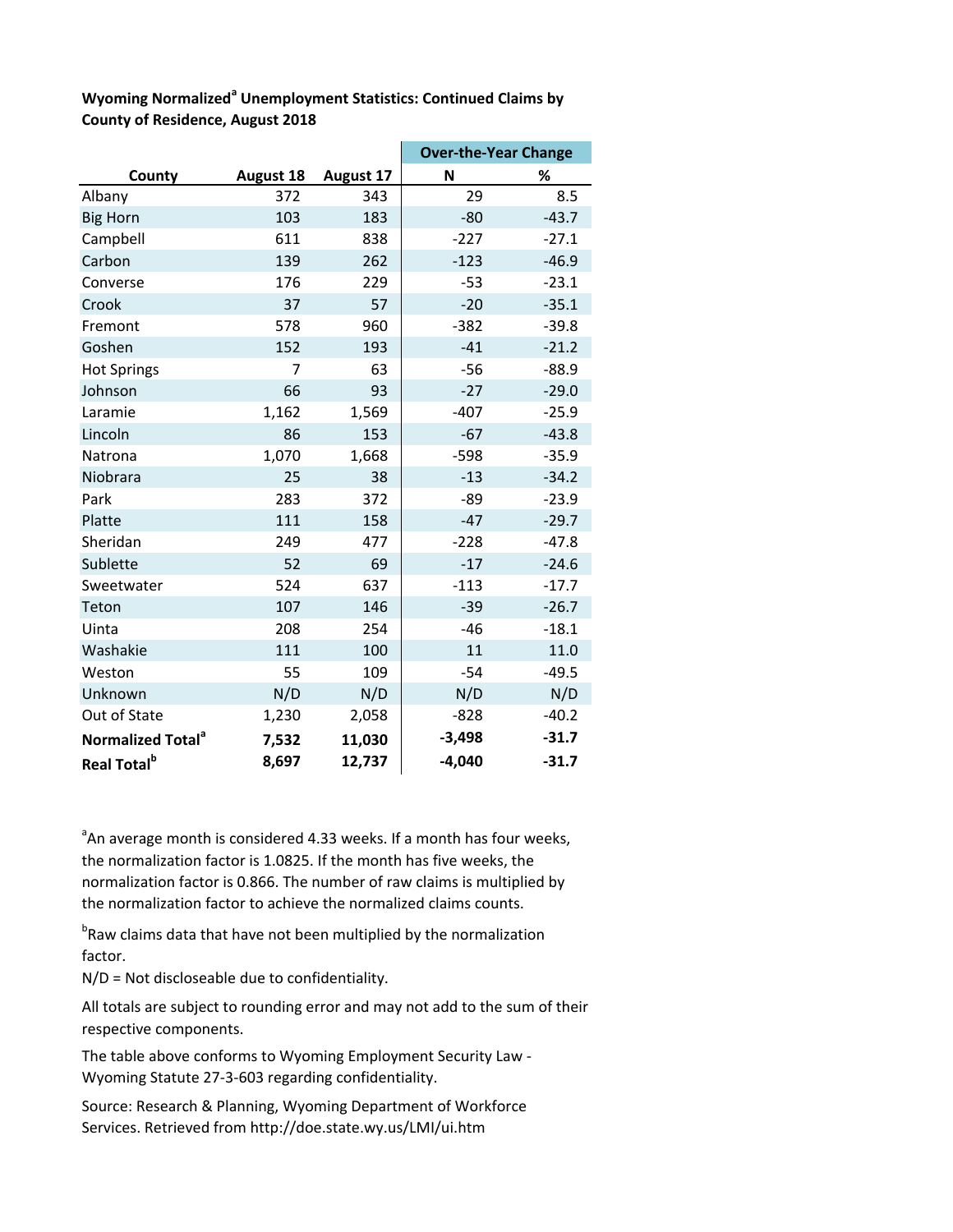**Wyoming Normalized[a] Unemployment Statistics: Continued Claims by County of Residence, August 2018**

| | | | Over-the-Year Change | |
|---|---|---|---|---|
| County | August 18 | August 17 | N | % |
| Albany | 372 | 343 | 29 | 8.5 |
| Big Horn | 103 | 183 | -80 | -43.7 |
| Campbell | 611 | 838 | -227 | -27.1 |
| Carbon | 139 | 262 | -123 | -46.9 |
| Converse | 176 | 229 | -53 | -23.1 |
| Crook | 37 | 57 | -20 | -35.1 |
| Fremont | 578 | 960 | -382 | -39.8 |
| Goshen | 152 | 193 | -41 | -21.2 |
| Hot Springs | 7 | 63 | -56 | -88.9 |
| Johnson | 66 | 93 | -27 | -29.0 |
| Laramie | 1,162 | 1,569 | -407 | -25.9 |
| Lincoln | 86 | 153 | -67 | -43.8 |
| Natrona | 1,070 | 1,668 | -598 | -35.9 |
| Niobrara | 25 | 38 | -13 | -34.2 |
| Park | 283 | 372 | -89 | -23.9 |
| Platte | 111 | 158 | -47 | -29.7 |
| Sheridan | 249 | 477 | -228 | -47.8 |
| Sublette | 52 | 69 | -17 | -24.6 |
| Sweetwater | 524 | 637 | -113 | -17.7 |
| Teton | 107 | 146 | -39 | -26.7 |
| Uinta | 208 | 254 | -46 | -18.1 |
| Washakie | 111 | 100 | 11 | 11.0 |
| Weston | 55 | 109 | -54 | -49.5 |
| Unknown | N/D | N/D | N/D | N/D |
| Out of State | 1,230 | 2,058 | -828 | -40.2 |
| **Normalized Total[a]** | **7,532** | **11,030** | **-3,498** | **-31.7** |
| **Real Total[b]** | **8,697** | **12,737** | **-4,040** | **-31.7** |

[a]An average month is considered 4.33 weeks. If a month has four weeks, the normalization factor is 1.0825. If the month has five weeks, the normalization factor is 0.866. The number of raw claims is multiplied by the normalization factor to achieve the normalized claims counts.

[b]Raw claims data that have not been multiplied by the normalization factor.

N/D = Not discloseable due to confidentiality.

All totals are subject to rounding error and may not add to the sum of their respective components.

The table above conforms to Wyoming Employment Security Law - Wyoming Statute 27-3-603 regarding confidentiality.

Source: Research & Planning, Wyoming Department of Workforce Services. Retrieved from http://doe.state.wy.us/LMI/ui.htm